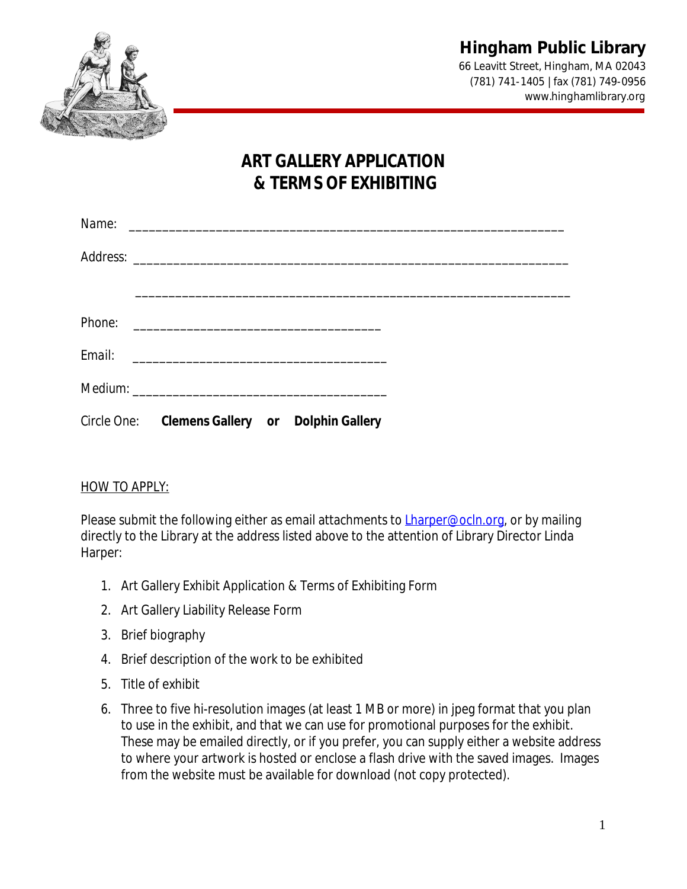**Hingham Public Library**
66 Leavitt Street, Hingham, MA 02043
(781) 741-1405 | fax (781) 749-0956
www.hinghamlibrary.org

# ART GALLERY APPLICATION & TERMS OF EXHIBITING

Name: ________________________________________________________________

Address: ______________________________________________________________

_______________________________________________________________________

Phone: ____________________________________

Email: _____________________________________

Medium: ____________________________________

Circle One: **Clemens Gallery** **or** **Dolphin Gallery**

<u>HOW TO APPLY:</u>

Please submit the following either as email attachments to [Lharper@ocln.org](mailto:Lharper@ocln.org), or by mailing directly to the Library at the address listed above to the attention of Library Director Linda Harper:

1. Art Gallery Exhibit Application & Terms of Exhibiting Form
2. Art Gallery Liability Release Form
3. Brief biography
4. Brief description of the work to be exhibited
5. Title of exhibit
6. Three to five hi-resolution images (at least 1 MB or more) in jpeg format that you plan to use in the exhibit, and that we can use for promotional purposes for the exhibit. These may be emailed directly, or if you prefer, you can supply either a website address to where your artwork is hosted or enclose a flash drive with the saved images. Images from the website must be available for download (not copy protected).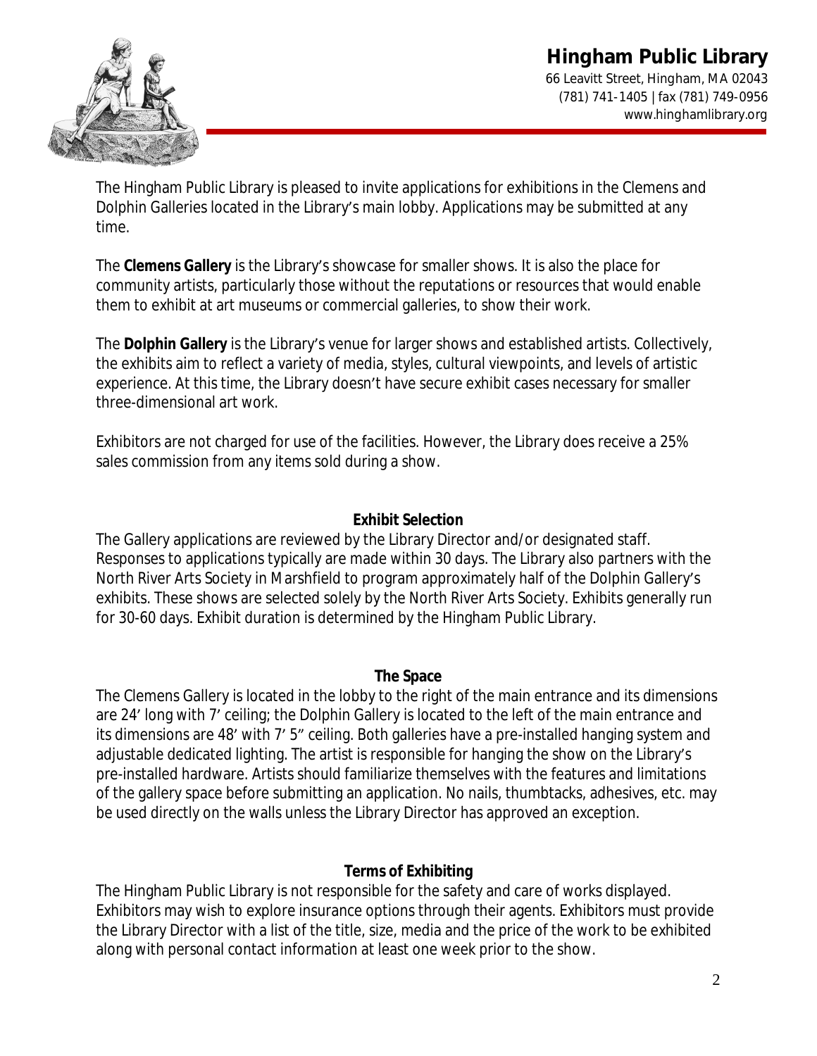# Hingham Public Library

66 Leavitt Street, Hingham, MA 02043
(781) 741-1405 | fax (781) 749-0956
www.hinghamlibrary.org

The Hingham Public Library is pleased to invite applications for exhibitions in the Clemens and Dolphin Galleries located in the Library's main lobby. Applications may be submitted at any time.

The **Clemens Gallery** is the Library's showcase for smaller shows. It is also the place for community artists, particularly those without the reputations or resources that would enable them to exhibit at art museums or commercial galleries, to show their work.

The **Dolphin Gallery** is the Library's venue for larger shows and established artists. Collectively, the exhibits aim to reflect a variety of media, styles, cultural viewpoints, and levels of artistic experience. At this time, the Library doesn't have secure exhibit cases necessary for smaller three-dimensional art work.

Exhibitors are not charged for use of the facilities. However, the Library does receive a 25% sales commission from any items sold during a show.

## Exhibit Selection

The Gallery applications are reviewed by the Library Director and/or designated staff. Responses to applications typically are made within 30 days. The Library also partners with the North River Arts Society in Marshfield to program approximately half of the Dolphin Gallery's exhibits. These shows are selected solely by the North River Arts Society. Exhibits generally run for 30-60 days. Exhibit duration is determined by the Hingham Public Library.

## The Space

The Clemens Gallery is located in the lobby to the right of the main entrance and its dimensions are 24' long with 7' ceiling; the Dolphin Gallery is located to the left of the main entrance and its dimensions are 48' with 7' 5" ceiling. Both galleries have a pre-installed hanging system and adjustable dedicated lighting. The artist is responsible for hanging the show on the Library's pre-installed hardware. Artists should familiarize themselves with the features and limitations of the gallery space before submitting an application. No nails, thumbtacks, adhesives, etc. may be used directly on the walls unless the Library Director has approved an exception.

## Terms of Exhibiting

The Hingham Public Library is not responsible for the safety and care of works displayed. Exhibitors may wish to explore insurance options through their agents. Exhibitors must provide the Library Director with a list of the title, size, media and the price of the work to be exhibited along with personal contact information at least one week prior to the show.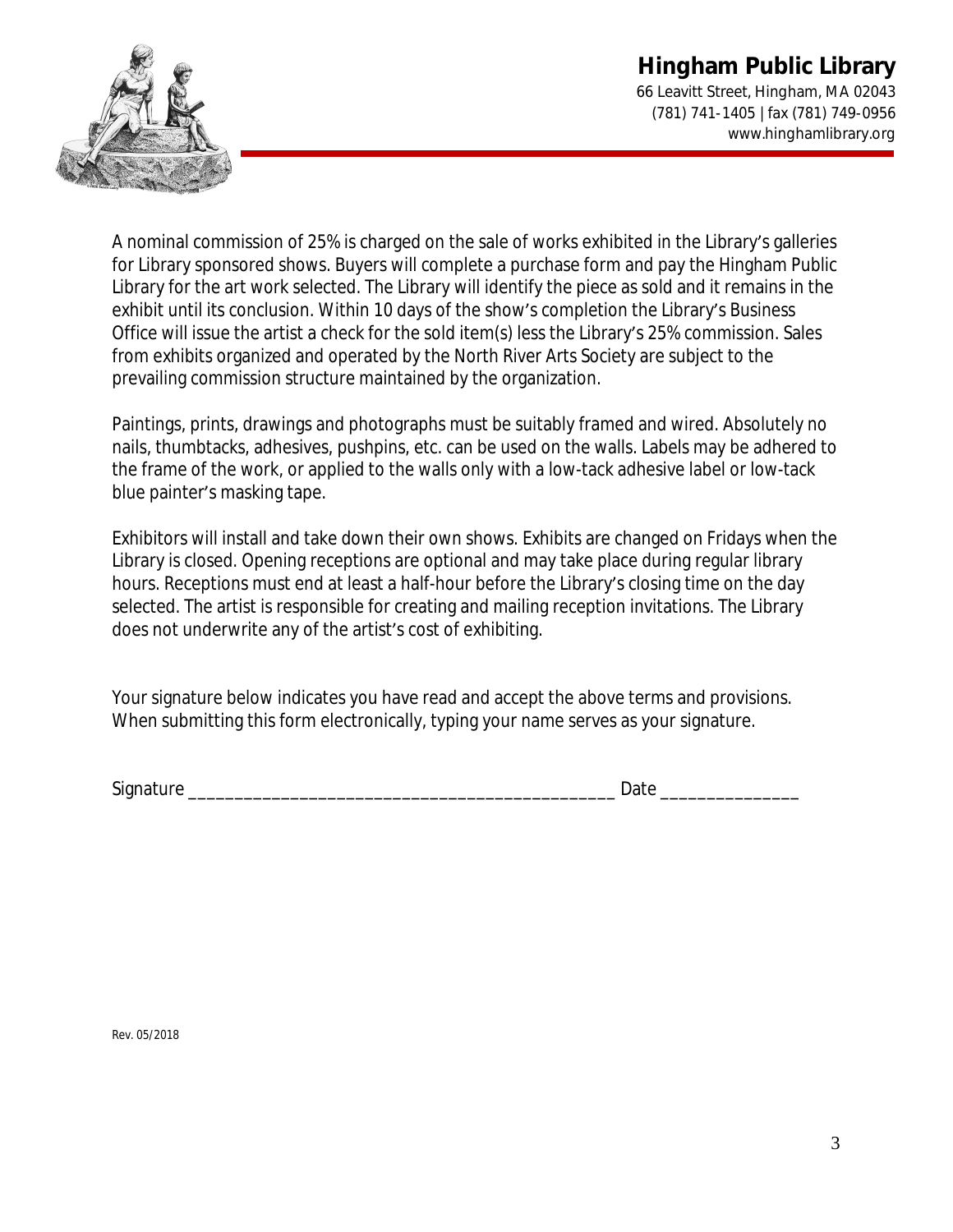A nominal commission of 25% is charged on the sale of works exhibited in the Library's galleries for Library sponsored shows. Buyers will complete a purchase form and pay the Hingham Public Library for the art work selected. The Library will identify the piece as sold and it remains in the exhibit until its conclusion. Within 10 days of the show's completion the Library's Business Office will issue the artist a check for the sold item(s) less the Library's 25% commission. Sales from exhibits organized and operated by the North River Arts Society are subject to the prevailing commission structure maintained by the organization.

Paintings, prints, drawings and photographs must be suitably framed and wired. Absolutely no nails, thumbtacks, adhesives, pushpins, etc. can be used on the walls. Labels may be adhered to the frame of the work, or applied to the walls only with a low-tack adhesive label or low-tack blue painter's masking tape.

Exhibitors will install and take down their own shows. Exhibits are changed on Fridays when the Library is closed. Opening receptions are optional and may take place during regular library hours. Receptions must end at least a half-hour before the Library's closing time on the day selected. The artist is responsible for creating and mailing reception invitations. The Library does not underwrite any of the artist's cost of exhibiting.

Your signature below indicates you have read and accept the above terms and provisions. When submitting this form electronically, typing your name serves as your signature.

Signature _______________________________________________ Date ______________

Rev. 05/2018